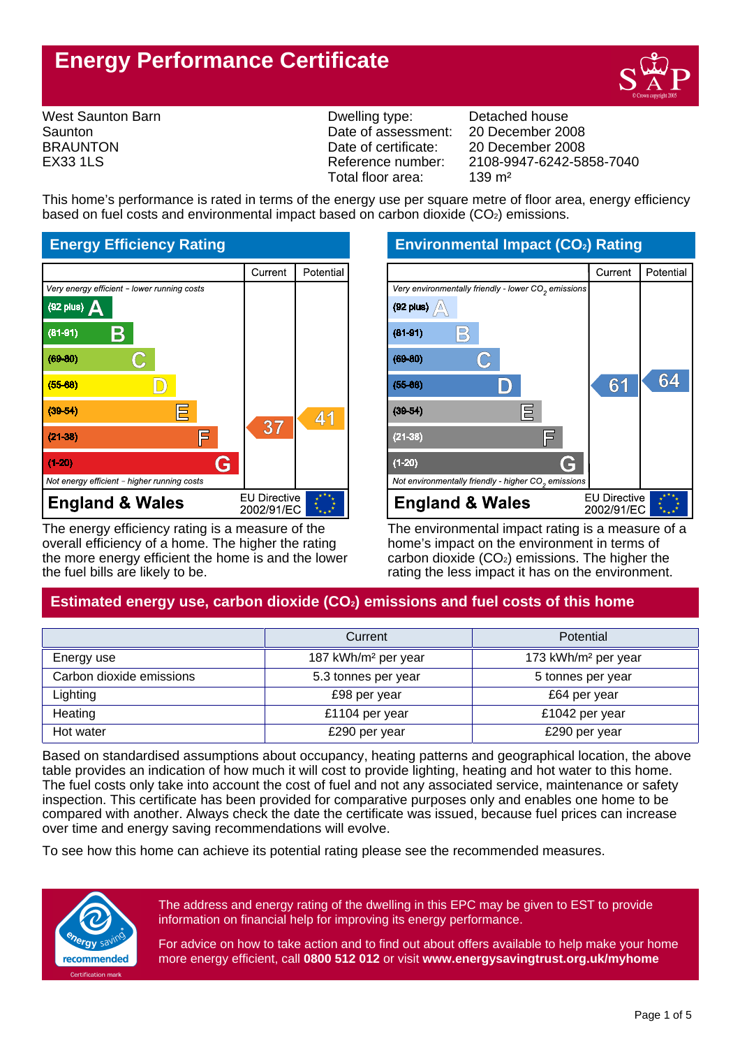# Energy Performance Certificate

West Saunton Barn
Saunton
BRAUNTON
EX33 1LS

| | |
|---|---|
| Dwelling type: | Detached house |
| Date of assessment: | 20 December 2008 |
| Date of certificate: | 20 December 2008 |
| Reference number: | 2108-9947-6242-5858-7040 |
| Total floor area: | 139 m² |

This home's performance is rated in terms of the energy use per square metre of floor area, energy efficiency based on fuel costs and environmental impact based on carbon dioxide ($CO_2$) emissions.

## Energy Efficiency Rating

| | Current | Potential |
|---|---|---|
| *Very energy efficient – lower running costs* | | |
| (92 plus) A | | |
| (81-91) B | | |
| (69-80) C | | |
| (55-68) D | | |
| (39-54) E | | 41 |
| (21-38) F | 37 | |
| (1-20) G | | |
| *Not energy efficient – higher running costs* | | |
| **England & Wales** | EU Directive 2002/91/EC | |

The energy efficiency rating is a measure of the overall efficiency of a home. The higher the rating the more energy efficient the home is and the lower the fuel bills are likely to be.

## Environmental Impact ($CO_2$) Rating

| | Current | Potential |
|---|---|---|
| *Very environmentally friendly - lower $CO_2$ emissions* | | |
| (92 plus) A | | |
| (81-91) B | | |
| (69-80) C | | |
| (55-68) D | 61 | 64 |
| (39-54) E | | |
| (21-38) F | | |
| (1-20) G | | |
| *Not environmentally friendly - higher $CO_2$ emissions* | | |
| **England & Wales** | EU Directive 2002/91/EC | |

The environmental impact rating is a measure of a home's impact on the environment in terms of carbon dioxide ($CO_2$) emissions. The higher the rating the less impact it has on the environment.

## Estimated energy use, carbon dioxide ($CO_2$) emissions and fuel costs of this home

| | Current | Potential |
|---|---|---|
| Energy use | 187 kWh/m² per year | 173 kWh/m² per year |
| Carbon dioxide emissions | 5.3 tonnes per year | 5 tonnes per year |
| Lighting | £98 per year | £64 per year |
| Heating | £1104 per year | £1042 per year |
| Hot water | £290 per year | £290 per year |

Based on standardised assumptions about occupancy, heating patterns and geographical location, the above table provides an indication of how much it will cost to provide lighting, heating and hot water to this home. The fuel costs only take into account the cost of fuel and not any associated service, maintenance or safety inspection. This certificate has been provided for comparative purposes only and enables one home to be compared with another. Always check the date the certificate was issued, because fuel prices can increase over time and energy saving recommendations will evolve.

To see how this home can achieve its potential rating please see the recommended measures.

energy saving recommended
Certification mark

The address and energy rating of the dwelling in this EPC may be given to EST to provide information on financial help for improving its energy performance.

For advice on how to take action and to find out about offers available to help make your home more energy efficient, call **0800 512 012** or visit **www.energysavingtrust.org.uk/myhome**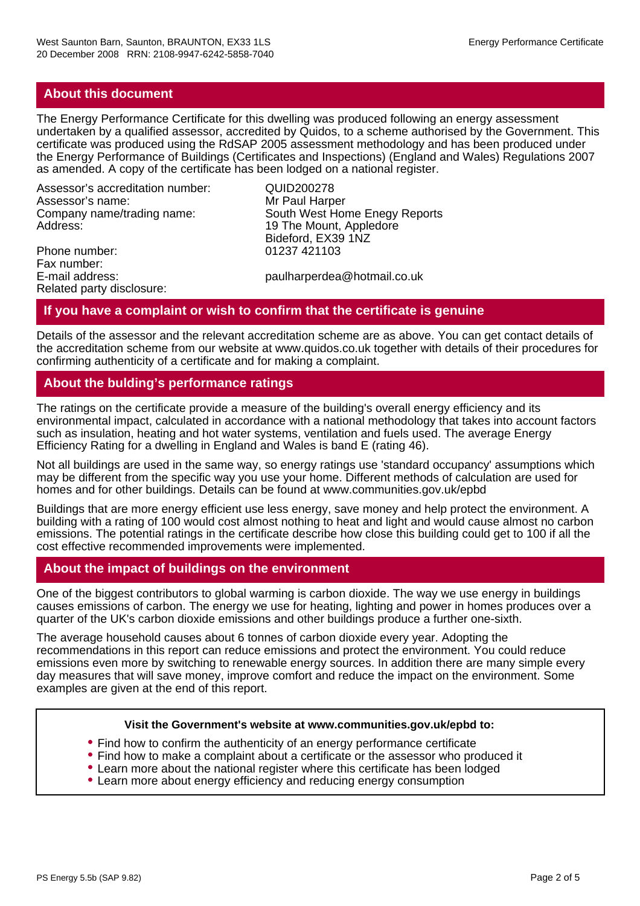## About this document

The Energy Performance Certificate for this dwelling was produced following an energy assessment undertaken by a qualified assessor, accredited by Quidos, to a scheme authorised by the Government. This certificate was produced using the RdSAP 2005 assessment methodology and has been produced under the Energy Performance of Buildings (Certificates and Inspections) (England and Wales) Regulations 2007 as amended. A copy of the certificate has been lodged on a national register.

| | |
|---|---|
| Assessor's accreditation number: | QUID200278 |
| Assessor's name: | Mr Paul Harper |
| Company name/trading name: | South West Home Enegy Reports |
| Address: | 19 The Mount, Appledore<br>Bideford, EX39 1NZ |
| Phone number: | 01237 421103 |
| Fax number: | |
| E-mail address: | paulharperdea@hotmail.co.uk |
| Related party disclosure: | |

## If you have a complaint or wish to confirm that the certificate is genuine

Details of the assessor and the relevant accreditation scheme are as above. You can get contact details of the accreditation scheme from our website at www.quidos.co.uk together with details of their procedures for confirming authenticity of a certificate and for making a complaint.

## About the bulding's performance ratings

The ratings on the certificate provide a measure of the building's overall energy efficiency and its environmental impact, calculated in accordance with a national methodology that takes into account factors such as insulation, heating and hot water systems, ventilation and fuels used. The average Energy Efficiency Rating for a dwelling in England and Wales is band E (rating 46).

Not all buildings are used in the same way, so energy ratings use 'standard occupancy' assumptions which may be different from the specific way you use your home. Different methods of calculation are used for homes and for other buildings. Details can be found at www.communities.gov.uk/epbd

Buildings that are more energy efficient use less energy, save money and help protect the environment. A building with a rating of 100 would cost almost nothing to heat and light and would cause almost no carbon emissions. The potential ratings in the certificate describe how close this building could get to 100 if all the cost effective recommended improvements were implemented.

## About the impact of buildings on the environment

One of the biggest contributors to global warming is carbon dioxide. The way we use energy in buildings causes emissions of carbon. The energy we use for heating, lighting and power in homes produces over a quarter of the UK's carbon dioxide emissions and other buildings produce a further one-sixth.

The average household causes about 6 tonnes of carbon dioxide every year. Adopting the recommendations in this report can reduce emissions and protect the environment. You could reduce emissions even more by switching to renewable energy sources. In addition there are many simple every day measures that will save money, improve comfort and reduce the impact on the environment. Some examples are given at the end of this report.

**Visit the Government's website at www.communities.gov.uk/epbd to:**

- Find how to confirm the authenticity of an energy performance certificate
- Find how to make a complaint about a certificate or the assessor who produced it
- Learn more about the national register where this certificate has been lodged
- Learn more about energy efficiency and reducing energy consumption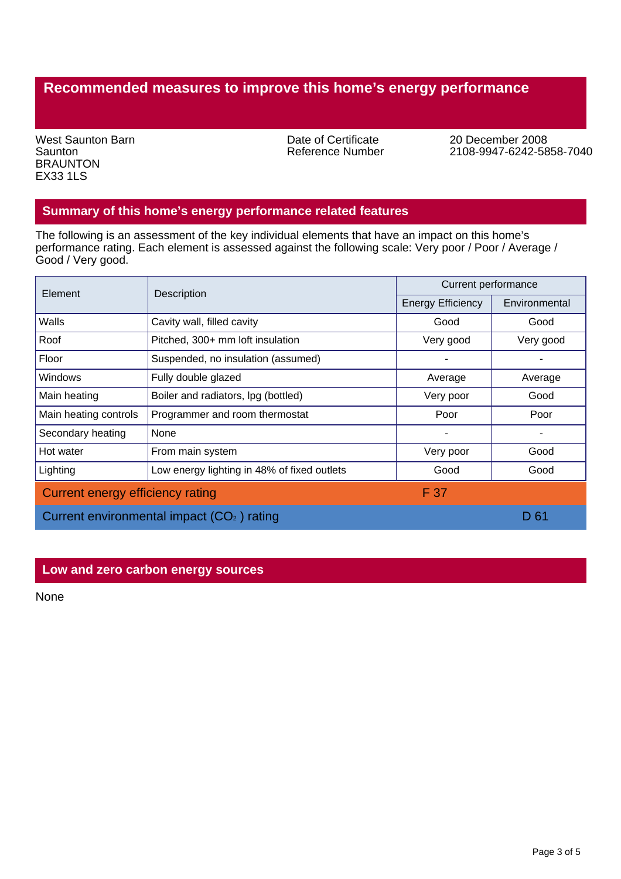# Recommended measures to improve this home's energy performance

West Saunton Barn
Saunton
BRAUNTON
EX33 1LS

Date of Certificate: 20 December 2008
Reference Number: 2108-9947-6242-5858-7040

## Summary of this home's energy performance related features

The following is an assessment of the key individual elements that have an impact on this home's performance rating. Each element is assessed against the following scale: Very poor / Poor / Average / Good / Very good.

| Element | Description | Current performance | |
|---|---|---|---|
| | | Energy Efficiency | Environmental |
| Walls | Cavity wall, filled cavity | Good | Good |
| Roof | Pitched, 300+ mm loft insulation | Very good | Very good |
| Floor | Suspended, no insulation (assumed) | - | - |
| Windows | Fully double glazed | Average | Average |
| Main heating | Boiler and radiators, lpg (bottled) | Very poor | Good |
| Main heating controls | Programmer and room thermostat | Poor | Poor |
| Secondary heating | None | - | - |
| Hot water | From main system | Very poor | Good |
| Lighting | Low energy lighting in 48% of fixed outlets | Good | Good |
| Current energy efficiency rating | | F 37 | |
| Current environmental impact ($CO_2$) rating | | | D 61 |

## Low and zero carbon energy sources

None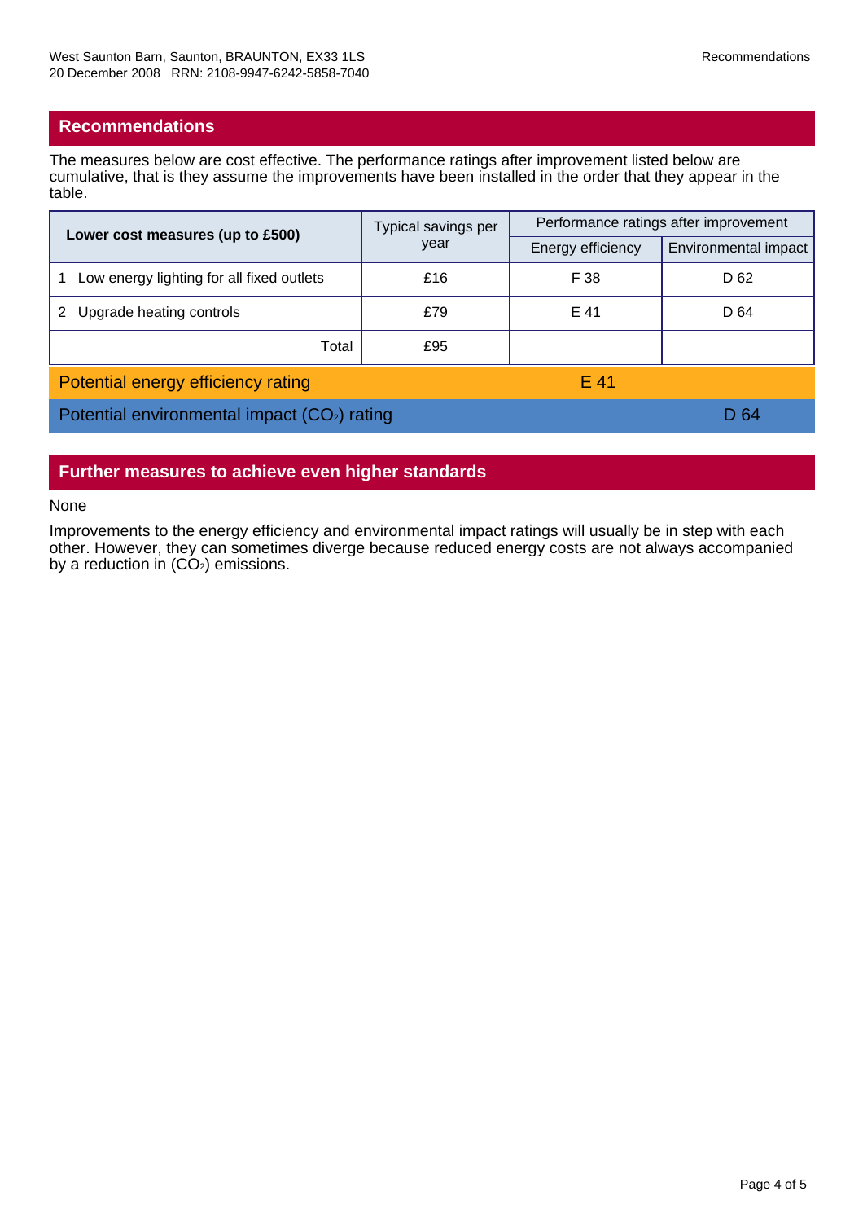## Recommendations

The measures below are cost effective. The performance ratings after improvement listed below are cumulative, that is they assume the improvements have been installed in the order that they appear in the table.

| Lower cost measures (up to £500) | Typical savings per year | Performance ratings after improvement | |
|---|---|---|---|
| | | Energy efficiency | Environmental impact |
| 1 Low energy lighting for all fixed outlets | £16 | F 38 | D 62 |
| 2 Upgrade heating controls | £79 | E 41 | D 64 |
| Total | £95 | | |

| | |
|---|---|
| Potential energy efficiency rating | E 41 |
| Potential environmental impact ($CO_2$) rating | D 64 |

## Further measures to achieve even higher standards

None

Improvements to the energy efficiency and environmental impact ratings will usually be in step with each other. However, they can sometimes diverge because reduced energy costs are not always accompanied by a reduction in ($CO_2$) emissions.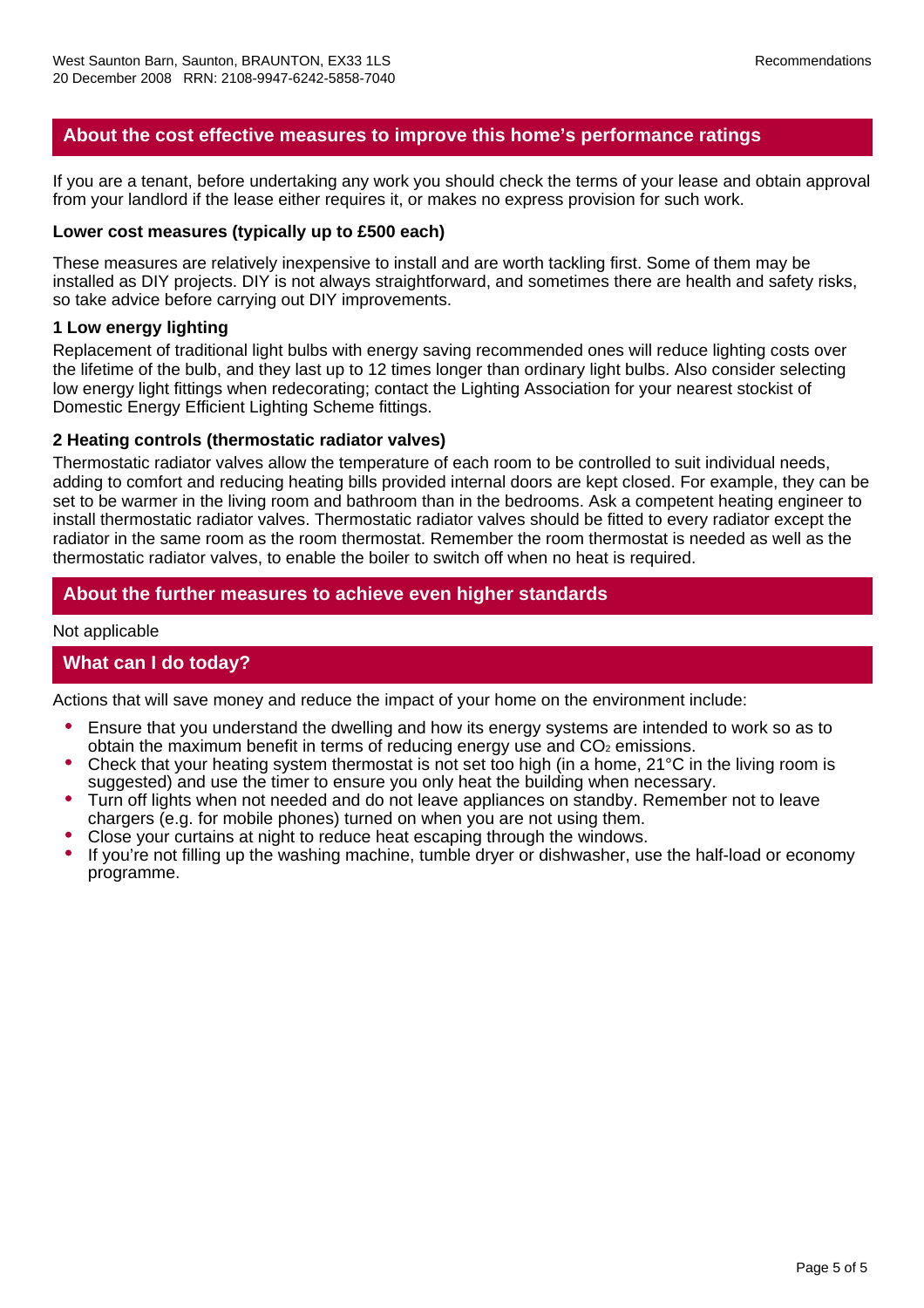## About the cost effective measures to improve this home's performance ratings

If you are a tenant, before undertaking any work you should check the terms of your lease and obtain approval from your landlord if the lease either requires it, or makes no express provision for such work.

**Lower cost measures (typically up to £500 each)**

These measures are relatively inexpensive to install and are worth tackling first. Some of them may be installed as DIY projects. DIY is not always straightforward, and sometimes there are health and safety risks, so take advice before carrying out DIY improvements.

**1 Low energy lighting**

Replacement of traditional light bulbs with energy saving recommended ones will reduce lighting costs over the lifetime of the bulb, and they last up to 12 times longer than ordinary light bulbs. Also consider selecting low energy light fittings when redecorating; contact the Lighting Association for your nearest stockist of Domestic Energy Efficient Lighting Scheme fittings.

**2 Heating controls (thermostatic radiator valves)**

Thermostatic radiator valves allow the temperature of each room to be controlled to suit individual needs, adding to comfort and reducing heating bills provided internal doors are kept closed. For example, they can be set to be warmer in the living room and bathroom than in the bedrooms. Ask a competent heating engineer to install thermostatic radiator valves. Thermostatic radiator valves should be fitted to every radiator except the radiator in the same room as the room thermostat. Remember the room thermostat is needed as well as the thermostatic radiator valves, to enable the boiler to switch off when no heat is required.

## About the further measures to achieve even higher standards

Not applicable

## What can I do today?

Actions that will save money and reduce the impact of your home on the environment include:

- Ensure that you understand the dwelling and how its energy systems are intended to work so as to obtain the maximum benefit in terms of reducing energy use and $CO_2$ emissions.
- Check that your heating system thermostat is not set too high (in a home, 21°C in the living room is suggested) and use the timer to ensure you only heat the building when necessary.
- Turn off lights when not needed and do not leave appliances on standby. Remember not to leave chargers (e.g. for mobile phones) turned on when you are not using them.
- Close your curtains at night to reduce heat escaping through the windows.
- If you're not filling up the washing machine, tumble dryer or dishwasher, use the half-load or economy programme.